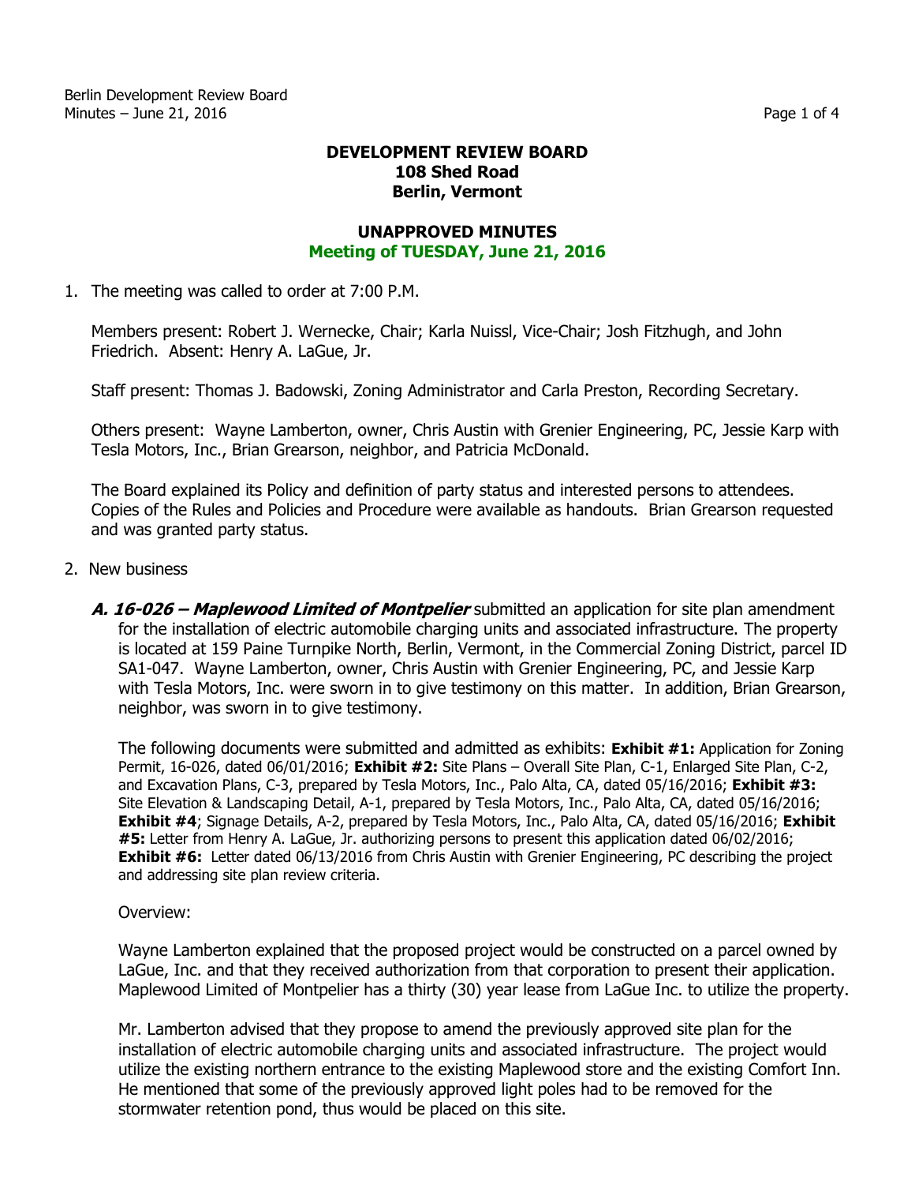# DEVELOPMENT REVIEW BOARD
## 108 Shed Road
## Berlin, Vermont

## UNAPPROVED MINUTES
### Meeting of TUESDAY, June 21, 2016

1. The meeting was called to order at 7:00 P.M.

   Members present: Robert J. Wernecke, Chair; Karla Nuissl, Vice-Chair; Josh Fitzhugh, and John Friedrich. Absent: Henry A. LaGue, Jr.

   Staff present: Thomas J. Badowski, Zoning Administrator and Carla Preston, Recording Secretary.

   Others present: Wayne Lamberton, owner, Chris Austin with Grenier Engineering, PC, Jessie Karp with Tesla Motors, Inc., Brian Grearson, neighbor, and Patricia McDonald.

   The Board explained its Policy and definition of party status and interested persons to attendees. Copies of the Rules and Policies and Procedure were available as handouts. Brian Grearson requested and was granted party status.

2. New business

   ***A. 16-026 – Maplewood Limited of Montpelier*** submitted an application for site plan amendment for the installation of electric automobile charging units and associated infrastructure. The property is located at 159 Paine Turnpike North, Berlin, Vermont, in the Commercial Zoning District, parcel ID SA1-047. Wayne Lamberton, owner, Chris Austin with Grenier Engineering, PC, and Jessie Karp with Tesla Motors, Inc. were sworn in to give testimony on this matter. In addition, Brian Grearson, neighbor, was sworn in to give testimony.

   The following documents were submitted and admitted as exhibits: **Exhibit #1:** Application for Zoning Permit, 16-026, dated 06/01/2016; **Exhibit #2:** Site Plans – Overall Site Plan, C-1, Enlarged Site Plan, C-2, and Excavation Plans, C-3, prepared by Tesla Motors, Inc., Palo Alta, CA, dated 05/16/2016; **Exhibit #3:** Site Elevation & Landscaping Detail, A-1, prepared by Tesla Motors, Inc., Palo Alta, CA, dated 05/16/2016; **Exhibit #4**; Signage Details, A-2, prepared by Tesla Motors, Inc., Palo Alta, CA, dated 05/16/2016; **Exhibit #5:** Letter from Henry A. LaGue, Jr. authorizing persons to present this application dated 06/02/2016; **Exhibit #6:** Letter dated 06/13/2016 from Chris Austin with Grenier Engineering, PC describing the project and addressing site plan review criteria.

   Overview:

   Wayne Lamberton explained that the proposed project would be constructed on a parcel owned by LaGue, Inc. and that they received authorization from that corporation to present their application. Maplewood Limited of Montpelier has a thirty (30) year lease from LaGue Inc. to utilize the property.

   Mr. Lamberton advised that they propose to amend the previously approved site plan for the installation of electric automobile charging units and associated infrastructure. The project would utilize the existing northern entrance to the existing Maplewood store and the existing Comfort Inn. He mentioned that some of the previously approved light poles had to be removed for the stormwater retention pond, thus would be placed on this site.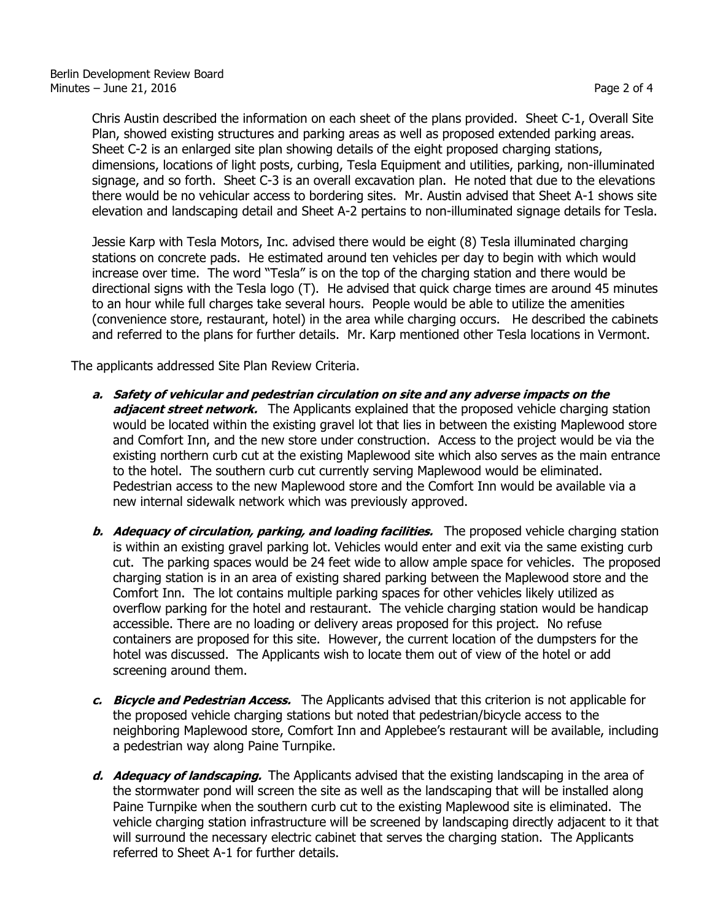Chris Austin described the information on each sheet of the plans provided. Sheet C-1, Overall Site Plan, showed existing structures and parking areas as well as proposed extended parking areas. Sheet C-2 is an enlarged site plan showing details of the eight proposed charging stations, dimensions, locations of light posts, curbing, Tesla Equipment and utilities, parking, non-illuminated signage, and so forth. Sheet C-3 is an overall excavation plan. He noted that due to the elevations there would be no vehicular access to bordering sites. Mr. Austin advised that Sheet A-1 shows site elevation and landscaping detail and Sheet A-2 pertains to non-illuminated signage details for Tesla.

Jessie Karp with Tesla Motors, Inc. advised there would be eight (8) Tesla illuminated charging stations on concrete pads. He estimated around ten vehicles per day to begin with which would increase over time. The word "Tesla" is on the top of the charging station and there would be directional signs with the Tesla logo (T). He advised that quick charge times are around 45 minutes to an hour while full charges take several hours. People would be able to utilize the amenities (convenience store, restaurant, hotel) in the area while charging occurs. He described the cabinets and referred to the plans for further details. Mr. Karp mentioned other Tesla locations in Vermont.

The applicants addressed Site Plan Review Criteria.

a. ***Safety of vehicular and pedestrian circulation on site and any adverse impacts on the adjacent street network.*** The Applicants explained that the proposed vehicle charging station would be located within the existing gravel lot that lies in between the existing Maplewood store and Comfort Inn, and the new store under construction. Access to the project would be via the existing northern curb cut at the existing Maplewood site which also serves as the main entrance to the hotel. The southern curb cut currently serving Maplewood would be eliminated. Pedestrian access to the new Maplewood store and the Comfort Inn would be available via a new internal sidewalk network which was previously approved.

b. ***Adequacy of circulation, parking, and loading facilities.*** The proposed vehicle charging station is within an existing gravel parking lot. Vehicles would enter and exit via the same existing curb cut. The parking spaces would be 24 feet wide to allow ample space for vehicles. The proposed charging station is in an area of existing shared parking between the Maplewood store and the Comfort Inn. The lot contains multiple parking spaces for other vehicles likely utilized as overflow parking for the hotel and restaurant. The vehicle charging station would be handicap accessible. There are no loading or delivery areas proposed for this project. No refuse containers are proposed for this site. However, the current location of the dumpsters for the hotel was discussed. The Applicants wish to locate them out of view of the hotel or add screening around them.

c. ***Bicycle and Pedestrian Access.*** The Applicants advised that this criterion is not applicable for the proposed vehicle charging stations but noted that pedestrian/bicycle access to the neighboring Maplewood store, Comfort Inn and Applebee's restaurant will be available, including a pedestrian way along Paine Turnpike.

d. ***Adequacy of landscaping.*** The Applicants advised that the existing landscaping in the area of the stormwater pond will screen the site as well as the landscaping that will be installed along Paine Turnpike when the southern curb cut to the existing Maplewood site is eliminated. The vehicle charging station infrastructure will be screened by landscaping directly adjacent to it that will surround the necessary electric cabinet that serves the charging station. The Applicants referred to Sheet A-1 for further details.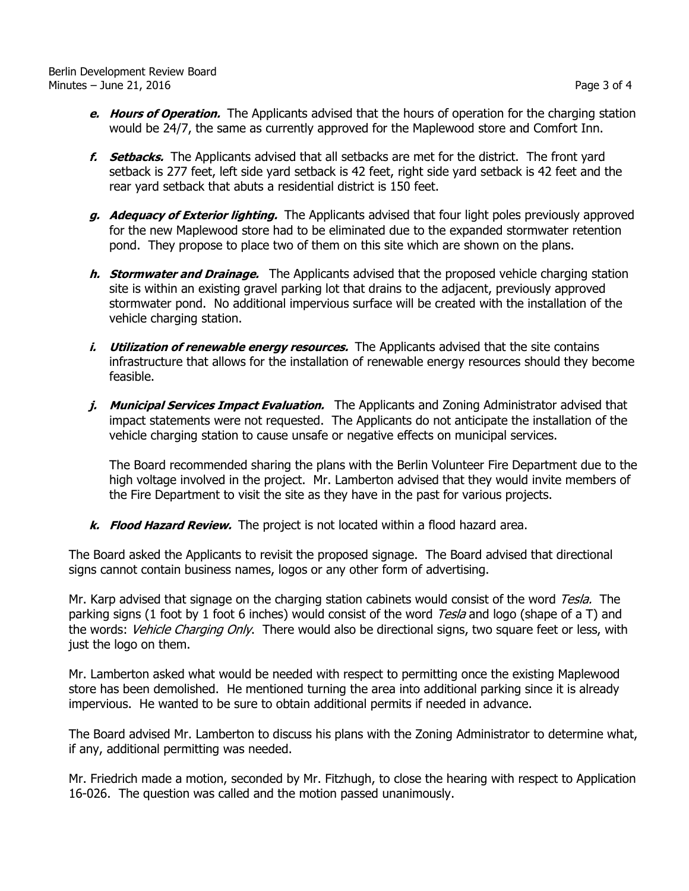e. ***Hours of Operation.*** The Applicants advised that the hours of operation for the charging station would be 24/7, the same as currently approved for the Maplewood store and Comfort Inn.

f. ***Setbacks.*** The Applicants advised that all setbacks are met for the district. The front yard setback is 277 feet, left side yard setback is 42 feet, right side yard setback is 42 feet and the rear yard setback that abuts a residential district is 150 feet.

g. ***Adequacy of Exterior lighting.*** The Applicants advised that four light poles previously approved for the new Maplewood store had to be eliminated due to the expanded stormwater retention pond. They propose to place two of them on this site which are shown on the plans.

h. ***Stormwater and Drainage.*** The Applicants advised that the proposed vehicle charging station site is within an existing gravel parking lot that drains to the adjacent, previously approved stormwater pond. No additional impervious surface will be created with the installation of the vehicle charging station.

i. ***Utilization of renewable energy resources.*** The Applicants advised that the site contains infrastructure that allows for the installation of renewable energy resources should they become feasible.

j. ***Municipal Services Impact Evaluation.*** The Applicants and Zoning Administrator advised that impact statements were not requested. The Applicants do not anticipate the installation of the vehicle charging station to cause unsafe or negative effects on municipal services.

   The Board recommended sharing the plans with the Berlin Volunteer Fire Department due to the high voltage involved in the project. Mr. Lamberton advised that they would invite members of the Fire Department to visit the site as they have in the past for various projects.

k. ***Flood Hazard Review.*** The project is not located within a flood hazard area.

The Board asked the Applicants to revisit the proposed signage. The Board advised that directional signs cannot contain business names, logos or any other form of advertising.

Mr. Karp advised that signage on the charging station cabinets would consist of the word *Tesla.* The parking signs (1 foot by 1 foot 6 inches) would consist of the word *Tesla* and logo (shape of a T) and the words: *Vehicle Charging Only*. There would also be directional signs, two square feet or less, with just the logo on them.

Mr. Lamberton asked what would be needed with respect to permitting once the existing Maplewood store has been demolished. He mentioned turning the area into additional parking since it is already impervious. He wanted to be sure to obtain additional permits if needed in advance.

The Board advised Mr. Lamberton to discuss his plans with the Zoning Administrator to determine what, if any, additional permitting was needed.

Mr. Friedrich made a motion, seconded by Mr. Fitzhugh, to close the hearing with respect to Application 16-026. The question was called and the motion passed unanimously.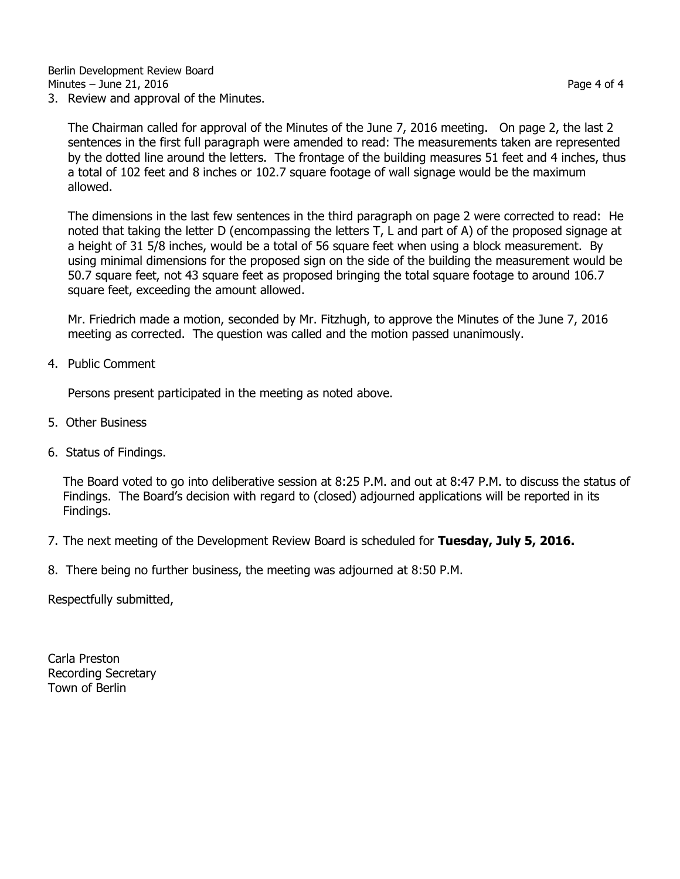3. Review and approval of the Minutes.

   The Chairman called for approval of the Minutes of the June 7, 2016 meeting. On page 2, the last 2 sentences in the first full paragraph were amended to read: The measurements taken are represented by the dotted line around the letters. The frontage of the building measures 51 feet and 4 inches, thus a total of 102 feet and 8 inches or 102.7 square footage of wall signage would be the maximum allowed.

   The dimensions in the last few sentences in the third paragraph on page 2 were corrected to read: He noted that taking the letter D (encompassing the letters T, L and part of A) of the proposed signage at a height of 31 5/8 inches, would be a total of 56 square feet when using a block measurement. By using minimal dimensions for the proposed sign on the side of the building the measurement would be 50.7 square feet, not 43 square feet as proposed bringing the total square footage to around 106.7 square feet, exceeding the amount allowed.

   Mr. Friedrich made a motion, seconded by Mr. Fitzhugh, to approve the Minutes of the June 7, 2016 meeting as corrected. The question was called and the motion passed unanimously.

4. Public Comment

   Persons present participated in the meeting as noted above.

5. Other Business

6. Status of Findings.

   The Board voted to go into deliberative session at 8:25 P.M. and out at 8:47 P.M. to discuss the status of Findings. The Board's decision with regard to (closed) adjourned applications will be reported in its Findings.

7. The next meeting of the Development Review Board is scheduled for **Tuesday, July 5, 2016.**

8. There being no further business, the meeting was adjourned at 8:50 P.M.

Respectfully submitted,

Carla Preston
Recording Secretary
Town of Berlin